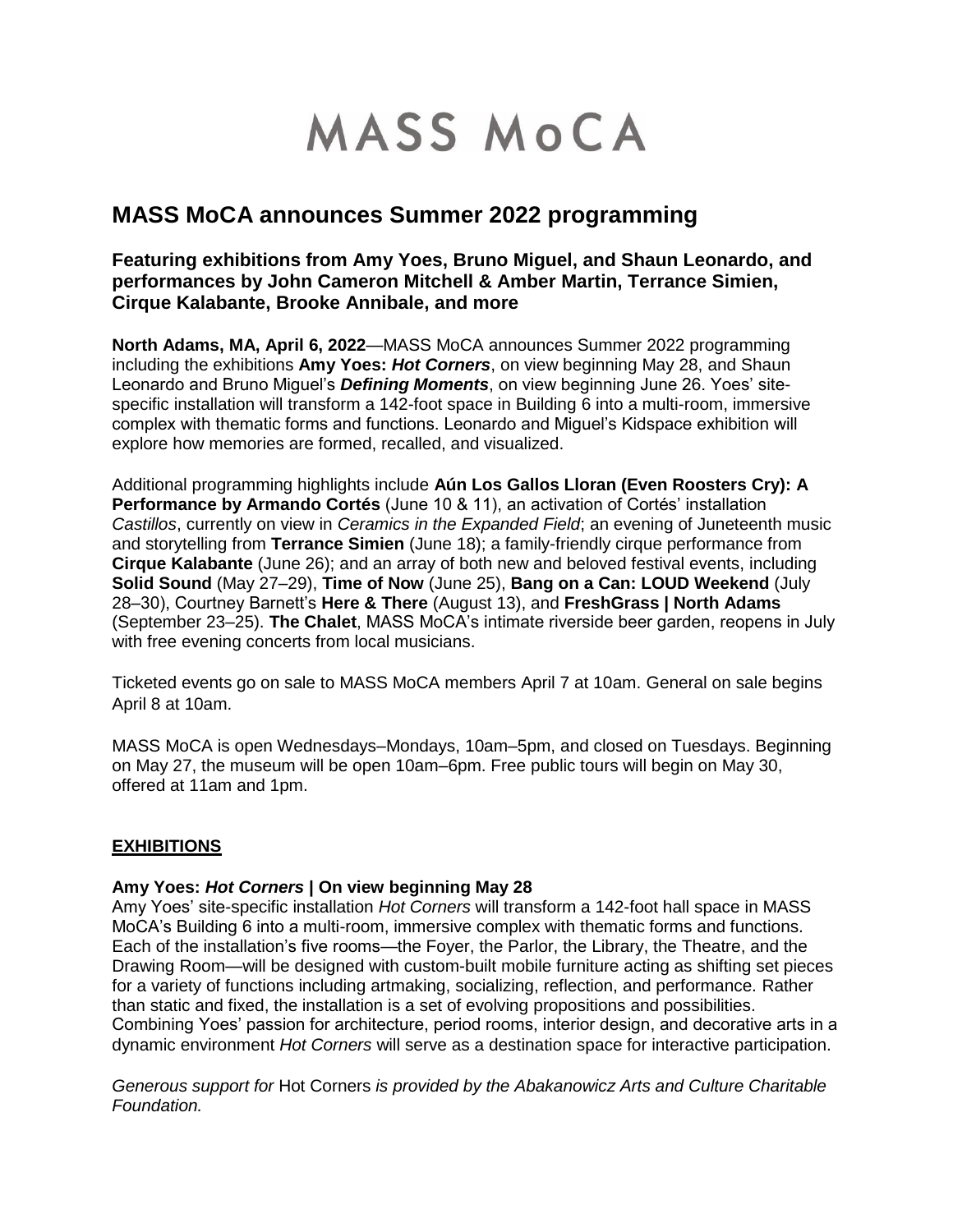# MASS MoCA

## MASS MoCA announces Summer 2022 programming

### Featuring exhibitions from Amy Yoes, Bruno Miguel, and Shaun Leonardo, and performances by John Cameron Mitchell & Amber Martin, Terrance Simien, Cirque Kalabante, Brooke Annibale, and more

**North Adams, MA, April 6, 2022**—MASS MoCA announces Summer 2022 programming including the exhibitions **Amy Yoes: *Hot Corners***, on view beginning May 28, and Shaun Leonardo and Bruno Miguel's ***Defining Moments***, on view beginning June 26. Yoes' site-specific installation will transform a 142-foot space in Building 6 into a multi-room, immersive complex with thematic forms and functions. Leonardo and Miguel's Kidspace exhibition will explore how memories are formed, recalled, and visualized.

Additional programming highlights include **Aún Los Gallos Lloran (Even Roosters Cry): A Performance by Armando Cortés** (June 10 & 11), an activation of Cortés' installation *Castillos*, currently on view in *Ceramics in the Expanded Field*; an evening of Juneteenth music and storytelling from **Terrance Simien** (June 18); a family-friendly cirque performance from **Cirque Kalabante** (June 26); and an array of both new and beloved festival events, including **Solid Sound** (May 27–29), **Time of Now** (June 25), **Bang on a Can: LOUD Weekend** (July 28–30), Courtney Barnett's **Here & There** (August 13), and **FreshGrass | North Adams** (September 23–25). **The Chalet**, MASS MoCA's intimate riverside beer garden, reopens in July with free evening concerts from local musicians.

Ticketed events go on sale to MASS MoCA members April 7 at 10am. General on sale begins April 8 at 10am.

MASS MoCA is open Wednesdays–Mondays, 10am–5pm, and closed on Tuesdays. Beginning on May 27, the museum will be open 10am–6pm. Free public tours will begin on May 30, offered at 11am and 1pm.

## EXHIBITIONS

### Amy Yoes: *Hot Corners* | On view beginning May 28

Amy Yoes' site-specific installation *Hot Corners* will transform a 142-foot hall space in MASS MoCA's Building 6 into a multi-room, immersive complex with thematic forms and functions. Each of the installation's five rooms—the Foyer, the Parlor, the Library, the Theatre, and the Drawing Room—will be designed with custom-built mobile furniture acting as shifting set pieces for a variety of functions including artmaking, socializing, reflection, and performance. Rather than static and fixed, the installation is a set of evolving propositions and possibilities. Combining Yoes' passion for architecture, period rooms, interior design, and decorative arts in a dynamic environment *Hot Corners* will serve as a destination space for interactive participation.

*Generous support for* Hot Corners *is provided by the Abakanowicz Arts and Culture Charitable Foundation.*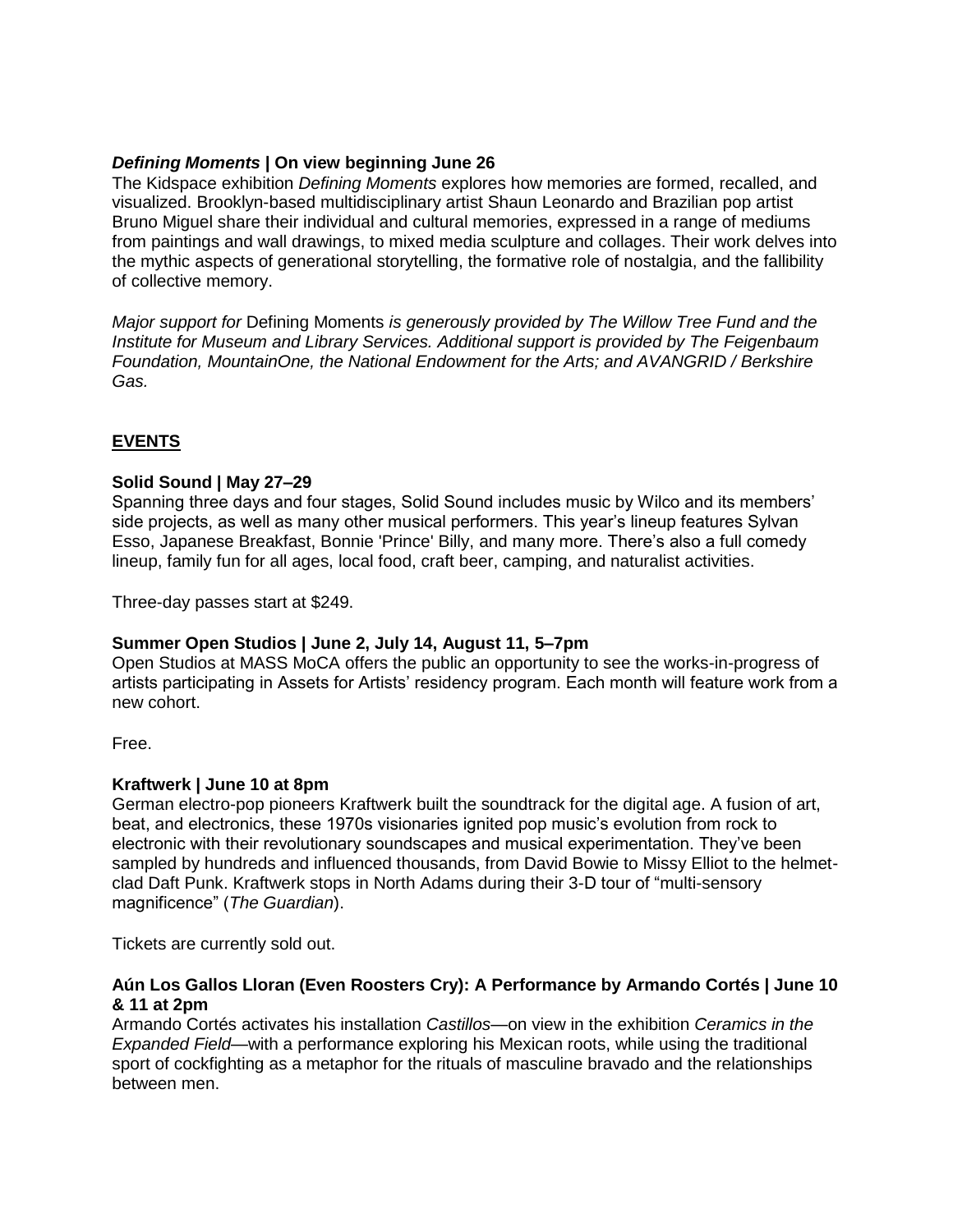***Defining Moments* | On view beginning June 26**

The Kidspace exhibition *Defining Moments* explores how memories are formed, recalled, and visualized. Brooklyn-based multidisciplinary artist Shaun Leonardo and Brazilian pop artist Bruno Miguel share their individual and cultural memories, expressed in a range of mediums from paintings and wall drawings, to mixed media sculpture and collages. Their work delves into the mythic aspects of generational storytelling, the formative role of nostalgia, and the fallibility of collective memory.

*Major support for* Defining Moments *is generously provided by The Willow Tree Fund and the Institute for Museum and Library Services. Additional support is provided by The Feigenbaum Foundation, MountainOne, the National Endowment for the Arts; and AVANGRID / Berkshire Gas.*

## EVENTS

**Solid Sound | May 27–29**

Spanning three days and four stages, Solid Sound includes music by Wilco and its members' side projects, as well as many other musical performers. This year's lineup features Sylvan Esso, Japanese Breakfast, Bonnie 'Prince' Billy, and many more. There's also a full comedy lineup, family fun for all ages, local food, craft beer, camping, and naturalist activities.

Three-day passes start at $249.

**Summer Open Studios | June 2, July 14, August 11, 5–7pm**

Open Studios at MASS MoCA offers the public an opportunity to see the works-in-progress of artists participating in Assets for Artists' residency program. Each month will feature work from a new cohort.

Free.

**Kraftwerk | June 10 at 8pm**

German electro-pop pioneers Kraftwerk built the soundtrack for the digital age. A fusion of art, beat, and electronics, these 1970s visionaries ignited pop music's evolution from rock to electronic with their revolutionary soundscapes and musical experimentation. They've been sampled by hundreds and influenced thousands, from David Bowie to Missy Elliot to the helmet-clad Daft Punk. Kraftwerk stops in North Adams during their 3-D tour of "multi-sensory magnificence" (*The Guardian*).

Tickets are currently sold out.

**Aún Los Gallos Lloran (Even Roosters Cry): A Performance by Armando Cortés | June 10 & 11 at 2pm**

Armando Cortés activates his installation *Castillos*—on view in the exhibition *Ceramics in the Expanded Field*—with a performance exploring his Mexican roots, while using the traditional sport of cockfighting as a metaphor for the rituals of masculine bravado and the relationships between men.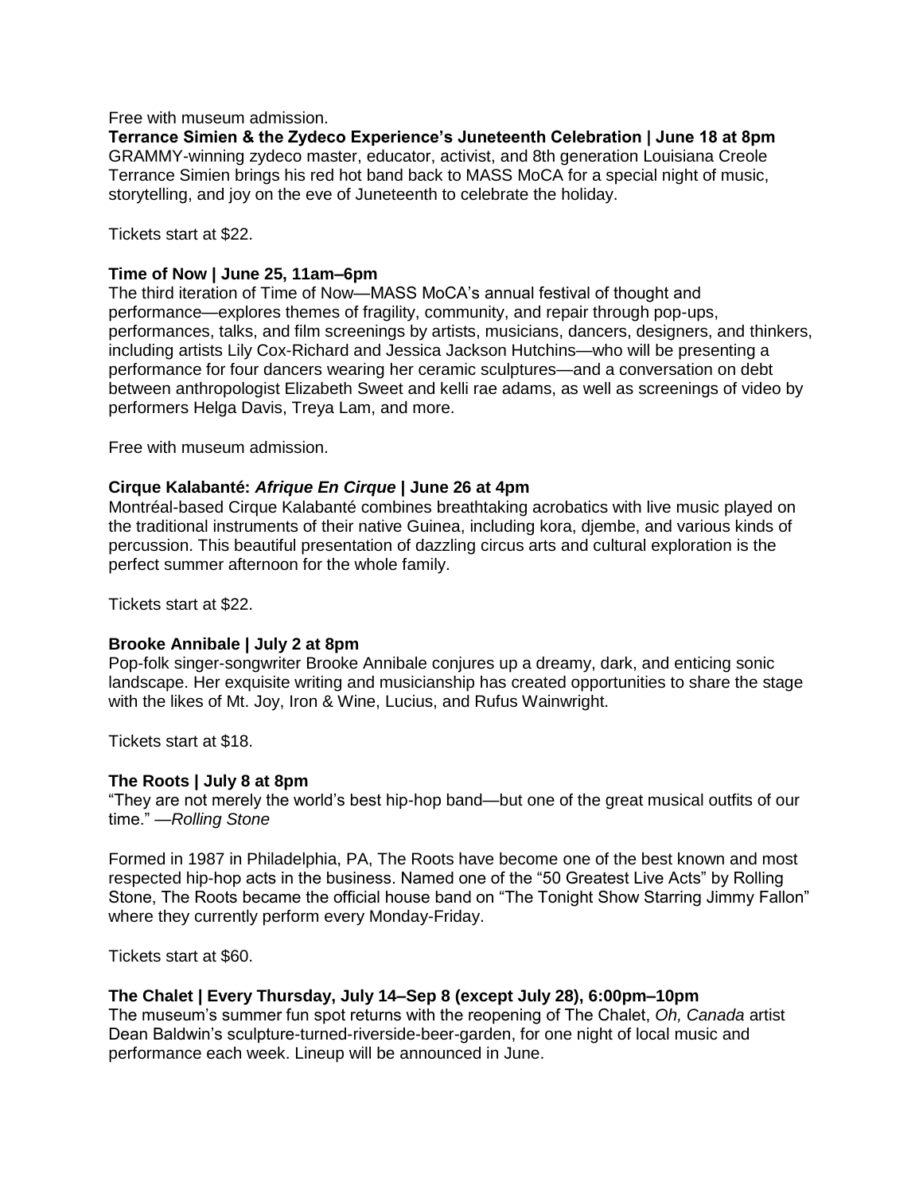Free with museum admission.

**Terrance Simien & the Zydeco Experience's Juneteenth Celebration | June 18 at 8pm**
GRAMMY-winning zydeco master, educator, activist, and 8th generation Louisiana Creole Terrance Simien brings his red hot band back to MASS MoCA for a special night of music, storytelling, and joy on the eve of Juneteenth to celebrate the holiday.

Tickets start at $22.

**Time of Now | June 25, 11am–6pm**
The third iteration of Time of Now—MASS MoCA's annual festival of thought and performance—explores themes of fragility, community, and repair through pop-ups, performances, talks, and film screenings by artists, musicians, dancers, designers, and thinkers, including artists Lily Cox-Richard and Jessica Jackson Hutchins—who will be presenting a performance for four dancers wearing her ceramic sculptures—and a conversation on debt between anthropologist Elizabeth Sweet and kelli rae adams, as well as screenings of video by performers Helga Davis, Treya Lam, and more.

Free with museum admission.

**Cirque Kalabanté: *Afrique En Cirque* | June 26 at 4pm**
Montréal-based Cirque Kalabanté combines breathtaking acrobatics with live music played on the traditional instruments of their native Guinea, including kora, djembe, and various kinds of percussion. This beautiful presentation of dazzling circus arts and cultural exploration is the perfect summer afternoon for the whole family.

Tickets start at $22.

**Brooke Annibale | July 2 at 8pm**
Pop-folk singer-songwriter Brooke Annibale conjures up a dreamy, dark, and enticing sonic landscape. Her exquisite writing and musicianship has created opportunities to share the stage with the likes of Mt. Joy, Iron & Wine, Lucius, and Rufus Wainwright.

Tickets start at $18.

**The Roots | July 8 at 8pm**
"They are not merely the world's best hip-hop band—but one of the great musical outfits of our time." —*Rolling Stone*

Formed in 1987 in Philadelphia, PA, The Roots have become one of the best known and most respected hip-hop acts in the business. Named one of the "50 Greatest Live Acts" by Rolling Stone, The Roots became the official house band on "The Tonight Show Starring Jimmy Fallon" where they currently perform every Monday-Friday.

Tickets start at $60.

**The Chalet | Every Thursday, July 14–Sep 8 (except July 28), 6:00pm–10pm**
The museum's summer fun spot returns with the reopening of The Chalet, *Oh, Canada* artist Dean Baldwin's sculpture-turned-riverside-beer-garden, for one night of local music and performance each week. Lineup will be announced in June.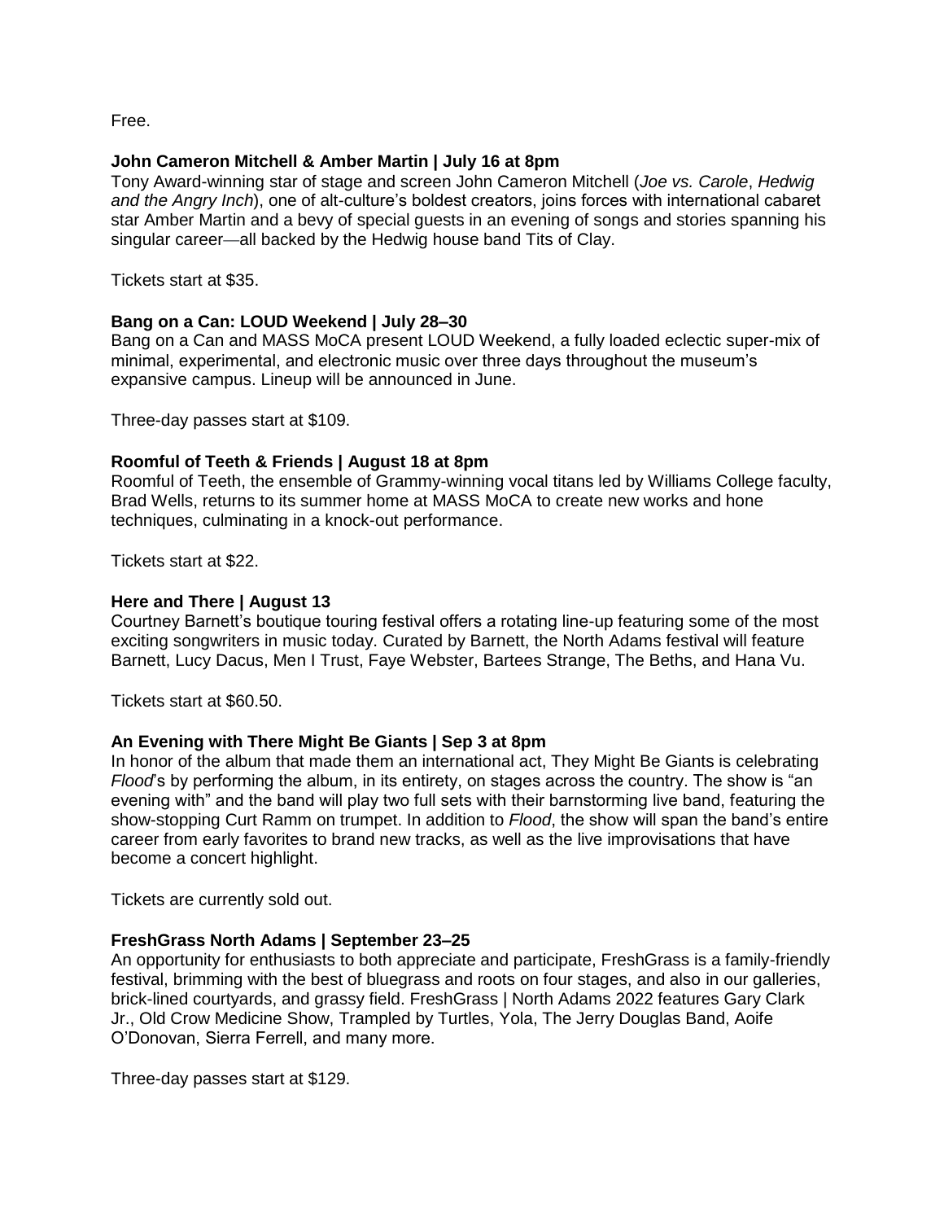Free.

**John Cameron Mitchell & Amber Martin | July 16 at 8pm**
Tony Award-winning star of stage and screen John Cameron Mitchell (*Joe vs. Carole*, *Hedwig and the Angry Inch*), one of alt-culture's boldest creators, joins forces with international cabaret star Amber Martin and a bevy of special guests in an evening of songs and stories spanning his singular career—all backed by the Hedwig house band Tits of Clay.

Tickets start at $35.

**Bang on a Can: LOUD Weekend | July 28–30**
Bang on a Can and MASS MoCA present LOUD Weekend, a fully loaded eclectic super-mix of minimal, experimental, and electronic music over three days throughout the museum's expansive campus. Lineup will be announced in June.

Three-day passes start at $109.

**Roomful of Teeth & Friends | August 18 at 8pm**
Roomful of Teeth, the ensemble of Grammy-winning vocal titans led by Williams College faculty, Brad Wells, returns to its summer home at MASS MoCA to create new works and hone techniques, culminating in a knock-out performance.

Tickets start at $22.

**Here and There | August 13**
Courtney Barnett's boutique touring festival offers a rotating line-up featuring some of the most exciting songwriters in music today. Curated by Barnett, the North Adams festival will feature Barnett, Lucy Dacus, Men I Trust, Faye Webster, Bartees Strange, The Beths, and Hana Vu.

Tickets start at $60.50.

**An Evening with There Might Be Giants | Sep 3 at 8pm**
In honor of the album that made them an international act, They Might Be Giants is celebrating *Flood*'s by performing the album, in its entirety, on stages across the country. The show is "an evening with" and the band will play two full sets with their barnstorming live band, featuring the show-stopping Curt Ramm on trumpet. In addition to *Flood*, the show will span the band's entire career from early favorites to brand new tracks, as well as the live improvisations that have become a concert highlight.

Tickets are currently sold out.

**FreshGrass North Adams | September 23–25**
An opportunity for enthusiasts to both appreciate and participate, FreshGrass is a family-friendly festival, brimming with the best of bluegrass and roots on four stages, and also in our galleries, brick-lined courtyards, and grassy field. FreshGrass | North Adams 2022 features Gary Clark Jr., Old Crow Medicine Show, Trampled by Turtles, Yola, The Jerry Douglas Band, Aoife O'Donovan, Sierra Ferrell, and many more.

Three-day passes start at $129.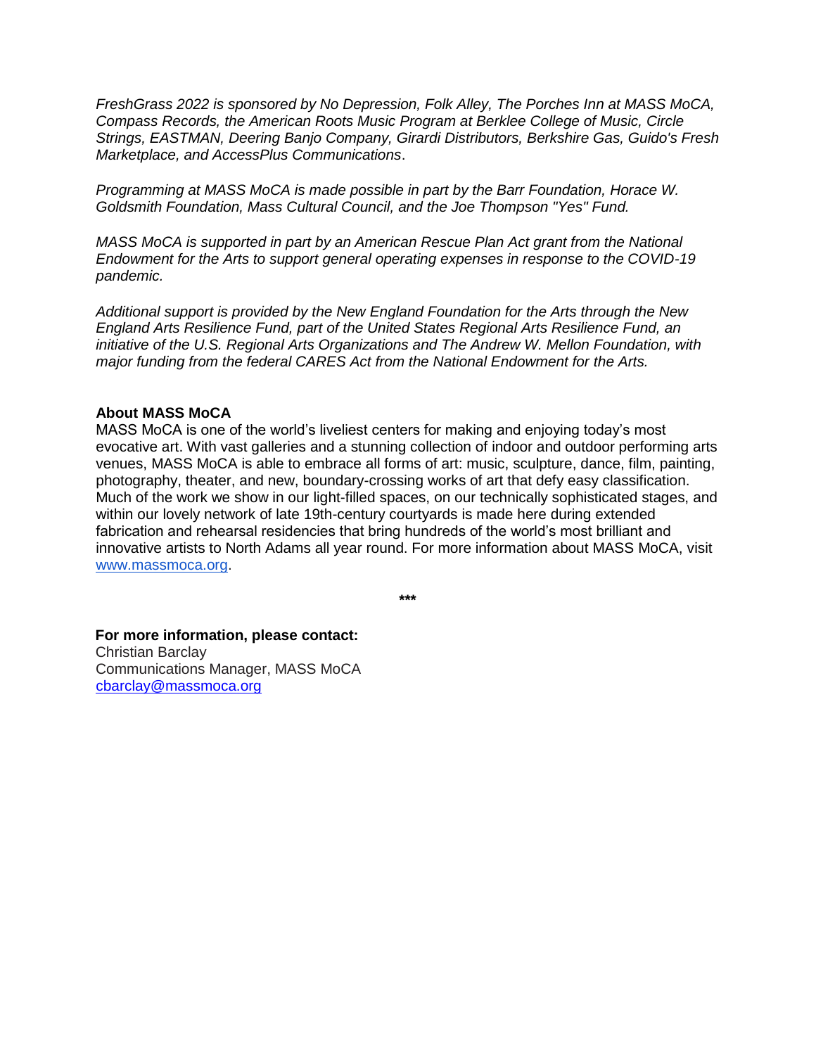*FreshGrass 2022 is sponsored by No Depression, Folk Alley, The Porches Inn at MASS MoCA, Compass Records, the American Roots Music Program at Berklee College of Music, Circle Strings, EASTMAN, Deering Banjo Company, Girardi Distributors, Berkshire Gas, Guido's Fresh Marketplace, and AccessPlus Communications*.

*Programming at MASS MoCA is made possible in part by the Barr Foundation, Horace W. Goldsmith Foundation, Mass Cultural Council, and the Joe Thompson "Yes" Fund.*

*MASS MoCA is supported in part by an American Rescue Plan Act grant from the National Endowment for the Arts to support general operating expenses in response to the COVID-19 pandemic.*

*Additional support is provided by the New England Foundation for the Arts through the New England Arts Resilience Fund, part of the United States Regional Arts Resilience Fund, an initiative of the U.S. Regional Arts Organizations and The Andrew W. Mellon Foundation, with major funding from the federal CARES Act from the National Endowment for the Arts.*

**About MASS MoCA**

MASS MoCA is one of the world's liveliest centers for making and enjoying today's most evocative art. With vast galleries and a stunning collection of indoor and outdoor performing arts venues, MASS MoCA is able to embrace all forms of art: music, sculpture, dance, film, painting, photography, theater, and new, boundary-crossing works of art that defy easy classification. Much of the work we show in our light-filled spaces, on our technically sophisticated stages, and within our lovely network of late 19th-century courtyards is made here during extended fabrication and rehearsal residencies that bring hundreds of the world's most brilliant and innovative artists to North Adams all year round. For more information about MASS MoCA, visit [www.massmoca.org](http://www.massmoca.org).

***

**For more information, please contact:**
Christian Barclay
Communications Manager, MASS MoCA
[cbarclay@massmoca.org](mailto:cbarclay@massmoca.org)